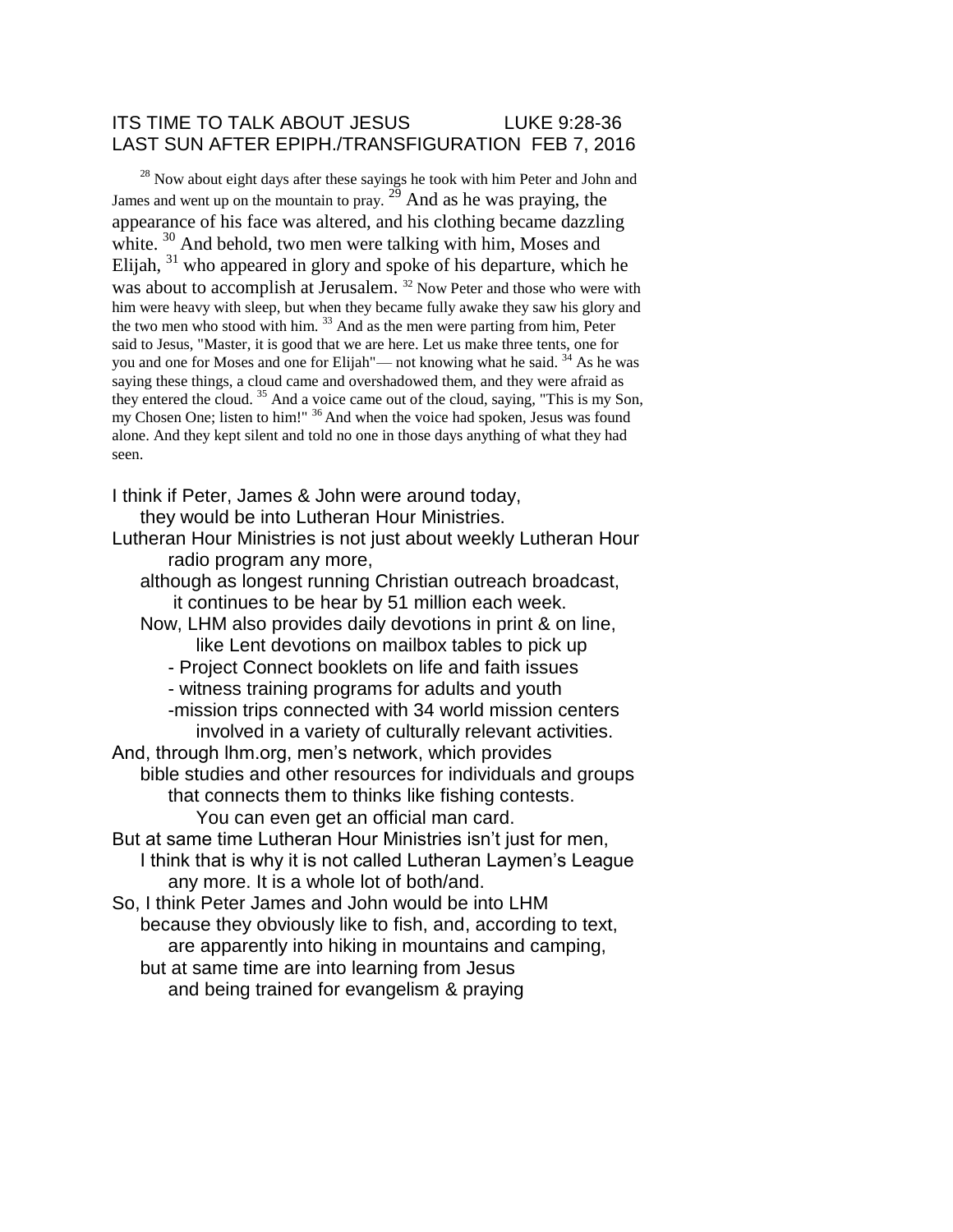ITS TIME TO TALK ABOUT JESUS LUKE 9:28-36
LAST SUN AFTER EPIPH./TRANSFIGURATION FEB 7, 2016

[28] Now about eight days after these sayings he took with him Peter and John and James and went up on the mountain to pray. [29] And as he was praying, the appearance of his face was altered, and his clothing became dazzling white. [30] And behold, two men were talking with him, Moses and Elijah, [31] who appeared in glory and spoke of his departure, which he was about to accomplish at Jerusalem. [32] Now Peter and those who were with him were heavy with sleep, but when they became fully awake they saw his glory and the two men who stood with him. [33] And as the men were parting from him, Peter said to Jesus, "Master, it is good that we are here. Let us make three tents, one for you and one for Moses and one for Elijah"— not knowing what he said. [34] As he was saying these things, a cloud came and overshadowed them, and they were afraid as they entered the cloud. [35] And a voice came out of the cloud, saying, "This is my Son, my Chosen One; listen to him!" [36] And when the voice had spoken, Jesus was found alone. And they kept silent and told no one in those days anything of what they had seen.

I think if Peter, James & John were around today,
they would be into Lutheran Hour Ministries.
Lutheran Hour Ministries is not just about weekly Lutheran Hour radio program any more,
although as longest running Christian outreach broadcast,
it continues to be hear by 51 million each week.
Now, LHM also provides daily devotions in print & on line,
like Lent devotions on mailbox tables to pick up
- Project Connect booklets on life and faith issues
- witness training programs for adults and youth
-mission trips connected with 34 world mission centers
involved in a variety of culturally relevant activities.
And, through lhm.org, men's network, which provides
bible studies and other resources for individuals and groups
that connects them to thinks like fishing contests.
You can even get an official man card.
But at same time Lutheran Hour Ministries isn't just for men,
I think that is why it is not called Lutheran Laymen's League
any more. It is a whole lot of both/and.
So, I think Peter James and John would be into LHM
because they obviously like to fish, and, according to text,
are apparently into hiking in mountains and camping,
but at same time are into learning from Jesus
and being trained for evangelism & praying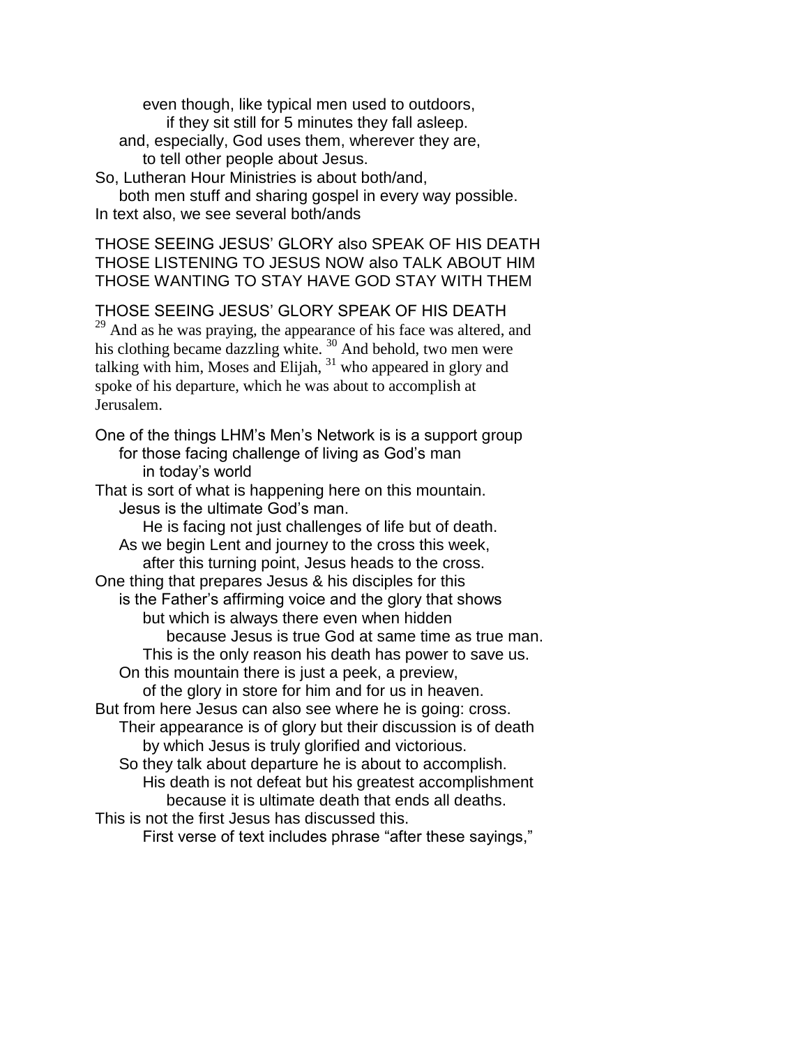even though, like typical men used to outdoors,
if they sit still for 5 minutes they fall asleep.
and, especially, God uses them, wherever they are,
to tell other people about Jesus.
So, Lutheran Hour Ministries is about both/and,
both men stuff and sharing gospel in every way possible.
In text also, we see several both/ands

THOSE SEEING JESUS' GLORY also SPEAK OF HIS DEATH
THOSE LISTENING TO JESUS NOW also TALK ABOUT HIM
THOSE WANTING TO STAY HAVE GOD STAY WITH THEM

THOSE SEEING JESUS' GLORY SPEAK OF HIS DEATH

[29] And as he was praying, the appearance of his face was altered, and his clothing became dazzling white. [30] And behold, two men were talking with him, Moses and Elijah, [31] who appeared in glory and spoke of his departure, which he was about to accomplish at Jerusalem.

One of the things LHM's Men's Network is is a support group
for those facing challenge of living as God's man
in today's world
That is sort of what is happening here on this mountain.
Jesus is the ultimate God's man.
He is facing not just challenges of life but of death.
As we begin Lent and journey to the cross this week,
after this turning point, Jesus heads to the cross.
One thing that prepares Jesus & his disciples for this
is the Father's affirming voice and the glory that shows
but which is always there even when hidden
because Jesus is true God at same time as true man.
This is the only reason his death has power to save us.
On this mountain there is just a peek, a preview,
of the glory in store for him and for us in heaven.
But from here Jesus can also see where he is going: cross.
Their appearance is of glory but their discussion is of death
by which Jesus is truly glorified and victorious.
So they talk about departure he is about to accomplish.
His death is not defeat but his greatest accomplishment
because it is ultimate death that ends all deaths.
This is not the first Jesus has discussed this.
First verse of text includes phrase "after these sayings,"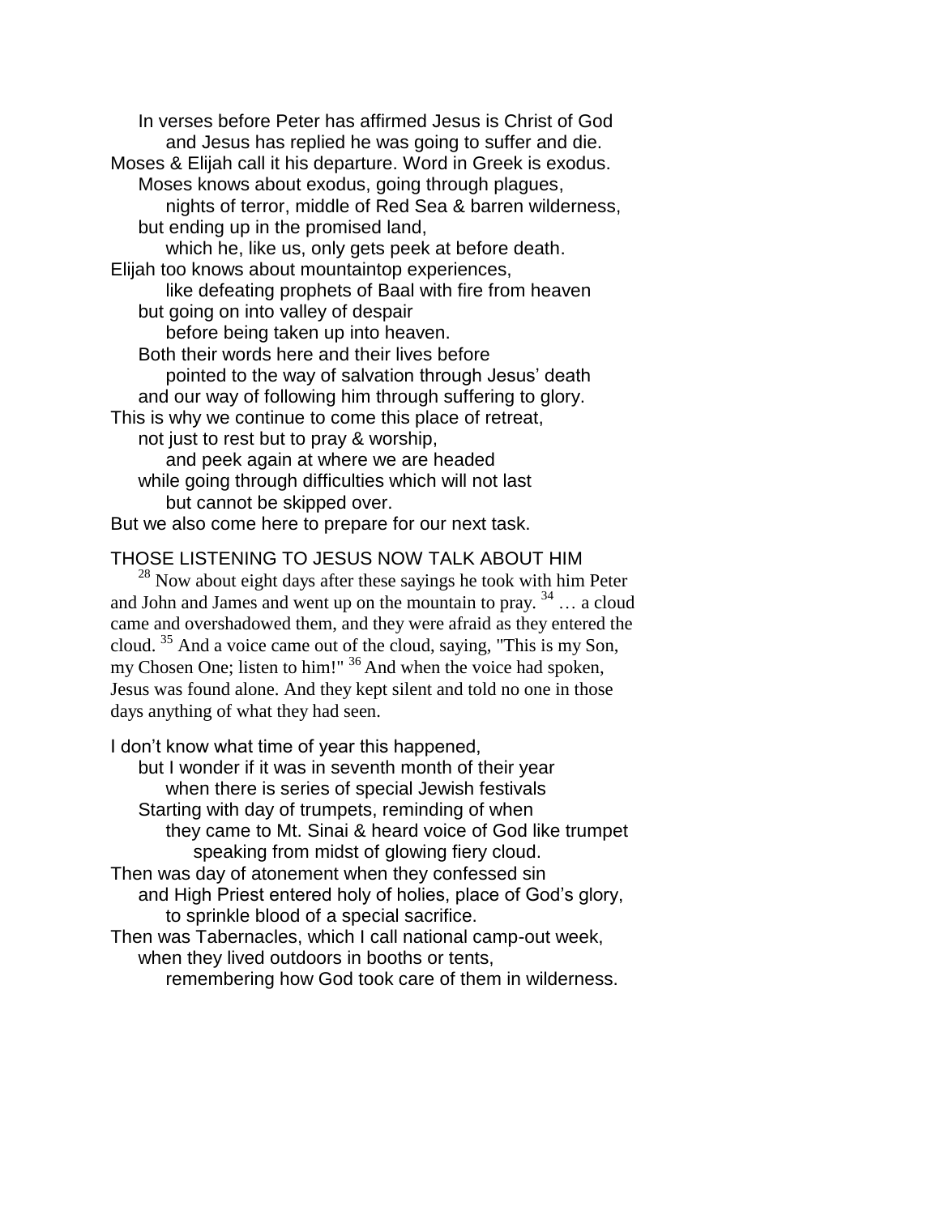In verses before Peter has affirmed Jesus is Christ of God
and Jesus has replied he was going to suffer and die.
Moses & Elijah call it his departure. Word in Greek is exodus.
Moses knows about exodus, going through plagues,
nights of terror, middle of Red Sea & barren wilderness,
but ending up in the promised land,
which he, like us, only gets peek at before death.
Elijah too knows about mountaintop experiences,
like defeating prophets of Baal with fire from heaven
but going on into valley of despair
before being taken up into heaven.
Both their words here and their lives before
pointed to the way of salvation through Jesus' death
and our way of following him through suffering to glory.
This is why we continue to come this place of retreat,
not just to rest but to pray & worship,
and peek again at where we are headed
while going through difficulties which will not last
but cannot be skipped over.
But we also come here to prepare for our next task.

THOSE LISTENING TO JESUS NOW TALK ABOUT HIM

[28] Now about eight days after these sayings he took with him Peter and John and James and went up on the mountain to pray. [34] … a cloud came and overshadowed them, and they were afraid as they entered the cloud. [35] And a voice came out of the cloud, saying, "This is my Son, my Chosen One; listen to him!" [36] And when the voice had spoken, Jesus was found alone. And they kept silent and told no one in those days anything of what they had seen.

I don't know what time of year this happened,
but I wonder if it was in seventh month of their year
when there is series of special Jewish festivals
Starting with day of trumpets, reminding of when
they came to Mt. Sinai & heard voice of God like trumpet
speaking from midst of glowing fiery cloud.
Then was day of atonement when they confessed sin
and High Priest entered holy of holies, place of God's glory,
to sprinkle blood of a special sacrifice.
Then was Tabernacles, which I call national camp-out week,
when they lived outdoors in booths or tents,
remembering how God took care of them in wilderness.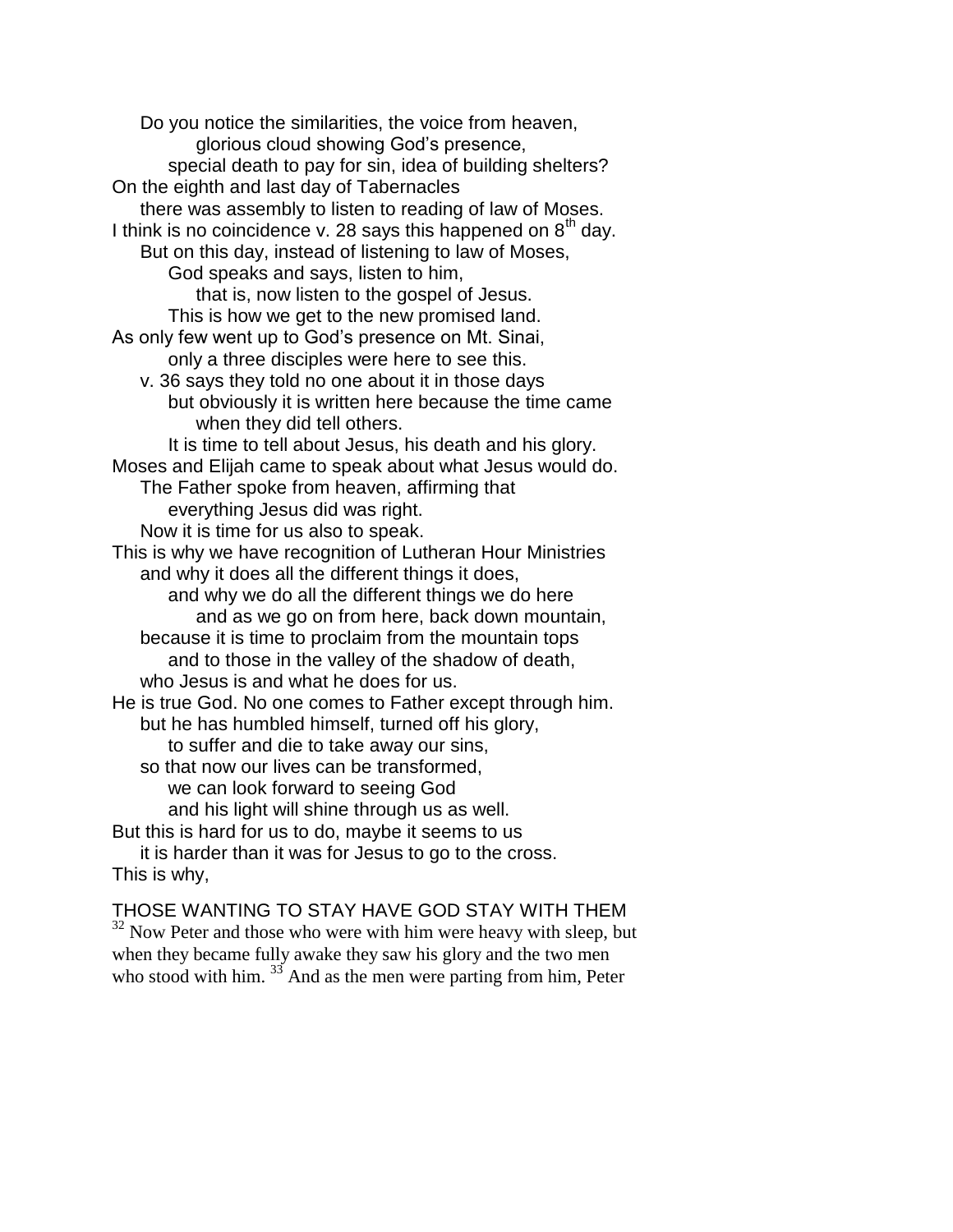Do you notice the similarities, the voice from heaven,
glorious cloud showing God's presence,
special death to pay for sin, idea of building shelters?
On the eighth and last day of Tabernacles
there was assembly to listen to reading of law of Moses.
I think is no coincidence v. 28 says this happened on 8th day.
But on this day, instead of listening to law of Moses,
God speaks and says, listen to him,
that is, now listen to the gospel of Jesus.
This is how we get to the new promised land.
As only few went up to God's presence on Mt. Sinai,
only a three disciples were here to see this.
v. 36 says they told no one about it in those days
but obviously it is written here because the time came
when they did tell others.
It is time to tell about Jesus, his death and his glory.
Moses and Elijah came to speak about what Jesus would do.
The Father spoke from heaven, affirming that
everything Jesus did was right.
Now it is time for us also to speak.
This is why we have recognition of Lutheran Hour Ministries
and why it does all the different things it does,
and why we do all the different things we do here
and as we go on from here, back down mountain,
because it is time to proclaim from the mountain tops
and to those in the valley of the shadow of death,
who Jesus is and what he does for us.
He is true God. No one comes to Father except through him.
but he has humbled himself, turned off his glory,
to suffer and die to take away our sins,
so that now our lives can be transformed,
we can look forward to seeing God
and his light will shine through us as well.
But this is hard for us to do, maybe it seems to us
it is harder than it was for Jesus to go to the cross.
This is why,

THOSE WANTING TO STAY HAVE GOD STAY WITH THEM

[32] Now Peter and those who were with him were heavy with sleep, but when they became fully awake they saw his glory and the two men who stood with him. [33] And as the men were parting from him, Peter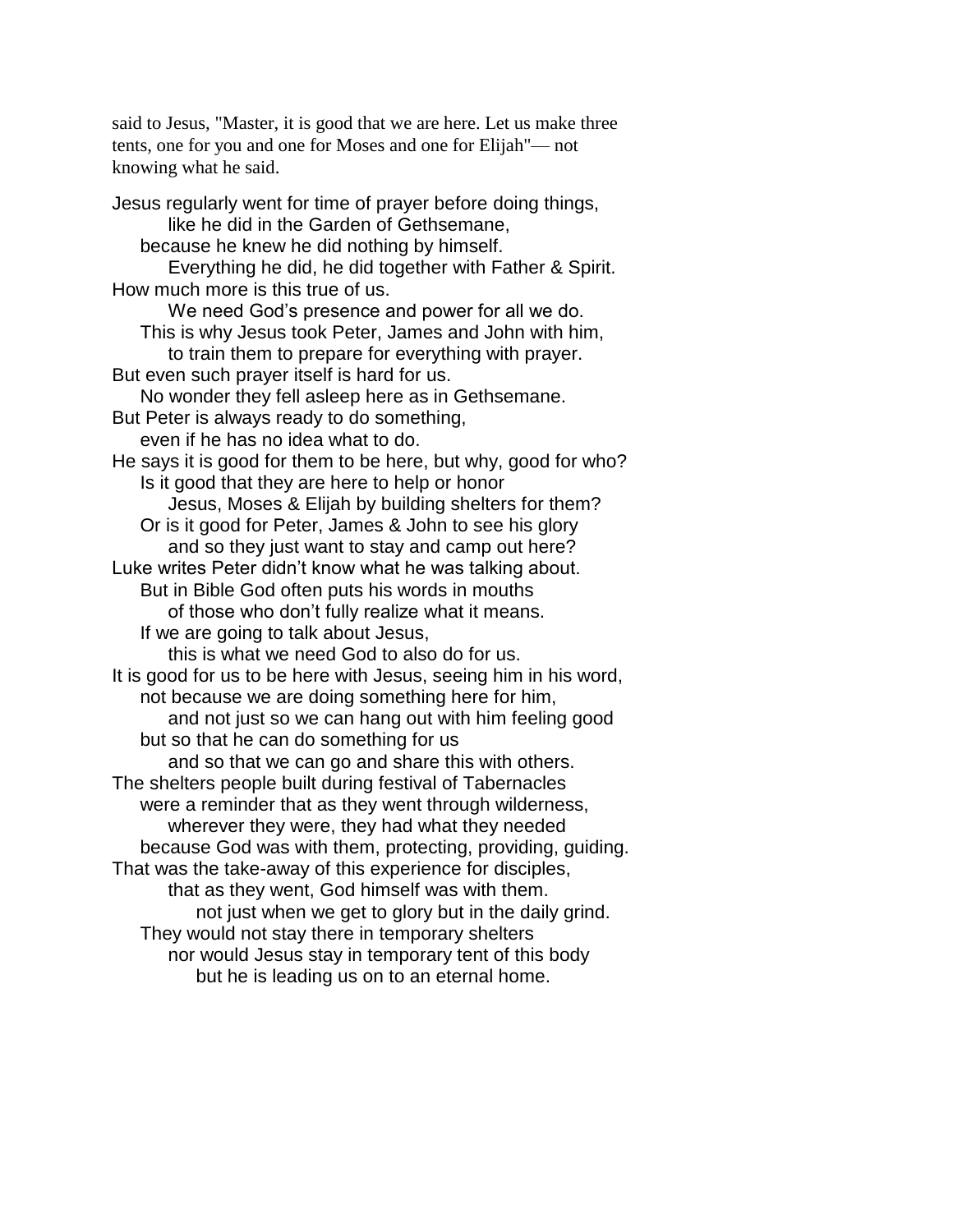said to Jesus, "Master, it is good that we are here. Let us make three tents, one for you and one for Moses and one for Elijah"— not knowing what he said.

Jesus regularly went for time of prayer before doing things,
like he did in the Garden of Gethsemane,
because he knew he did nothing by himself.
Everything he did, he did together with Father & Spirit.
How much more is this true of us.
We need God's presence and power for all we do.
This is why Jesus took Peter, James and John with him,
to train them to prepare for everything with prayer.
But even such prayer itself is hard for us.
No wonder they fell asleep here as in Gethsemane.
But Peter is always ready to do something,
even if he has no idea what to do.
He says it is good for them to be here, but why, good for who?
Is it good that they are here to help or honor
Jesus, Moses & Elijah by building shelters for them?
Or is it good for Peter, James & John to see his glory
and so they just want to stay and camp out here?
Luke writes Peter didn't know what he was talking about.
But in Bible God often puts his words in mouths
of those who don't fully realize what it means.
If we are going to talk about Jesus,
this is what we need God to also do for us.
It is good for us to be here with Jesus, seeing him in his word,
not because we are doing something here for him,
and not just so we can hang out with him feeling good
but so that he can do something for us
and so that we can go and share this with others.
The shelters people built during festival of Tabernacles
were a reminder that as they went through wilderness,
wherever they were, they had what they needed
because God was with them, protecting, providing, guiding.
That was the take-away of this experience for disciples,
that as they went, God himself was with them.
not just when we get to glory but in the daily grind.
They would not stay there in temporary shelters
nor would Jesus stay in temporary tent of this body
but he is leading us on to an eternal home.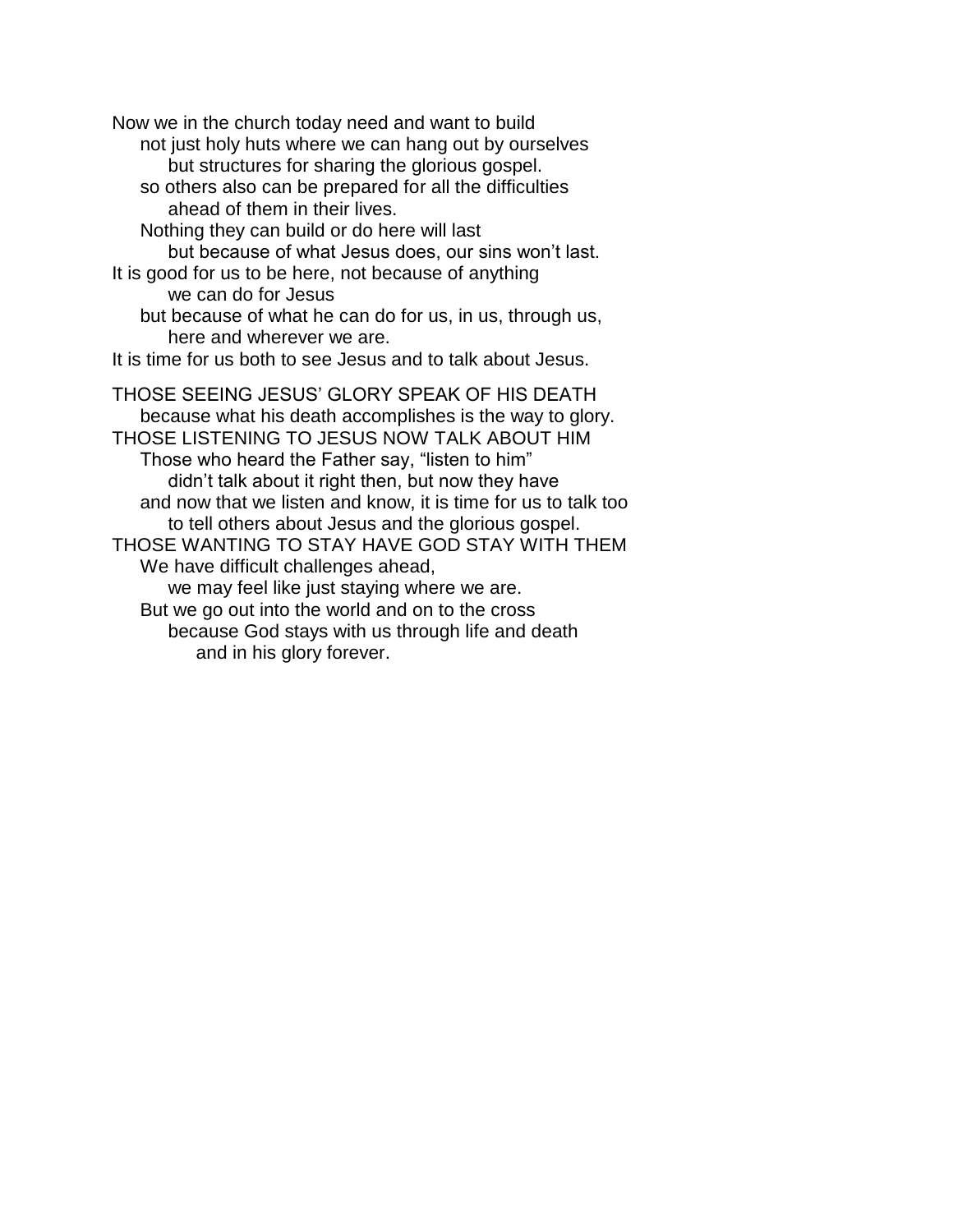Now we in the church today need and want to build
not just holy huts where we can hang out by ourselves
but structures for sharing the glorious gospel.
so others also can be prepared for all the difficulties
ahead of them in their lives.
Nothing they can build or do here will last
but because of what Jesus does, our sins won't last.
It is good for us to be here, not because of anything
we can do for Jesus
but because of what he can do for us, in us, through us,
here and wherever we are.
It is time for us both to see Jesus and to talk about Jesus.

THOSE SEEING JESUS' GLORY SPEAK OF HIS DEATH
because what his death accomplishes is the way to glory.
THOSE LISTENING TO JESUS NOW TALK ABOUT HIM
Those who heard the Father say, "listen to him"
didn't talk about it right then, but now they have
and now that we listen and know, it is time for us to talk too
to tell others about Jesus and the glorious gospel.
THOSE WANTING TO STAY HAVE GOD STAY WITH THEM
We have difficult challenges ahead,
we may feel like just staying where we are.
But we go out into the world and on to the cross
because God stays with us through life and death
and in his glory forever.